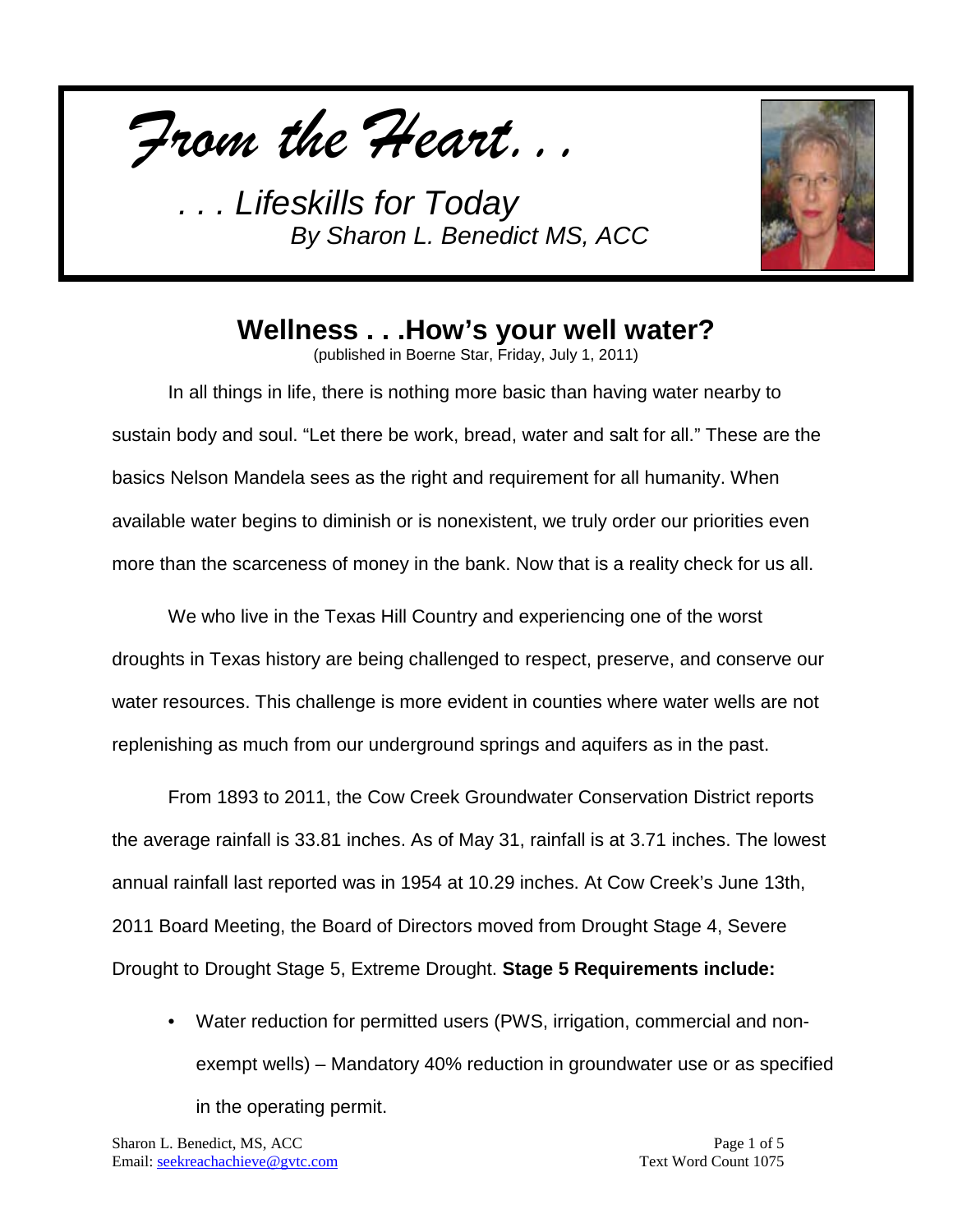*From the Heart. . .*

*. . . Lifeskills for Today*
*By Sharon L. Benedict MS, ACC*

# Wellness . . .How's your well water?

(published in Boerne Star, Friday, July 1, 2011)

In all things in life, there is nothing more basic than having water nearby to sustain body and soul. "Let there be work, bread, water and salt for all." These are the basics Nelson Mandela sees as the right and requirement for all humanity. When available water begins to diminish or is nonexistent, we truly order our priorities even more than the scarceness of money in the bank. Now that is a reality check for us all.

We who live in the Texas Hill Country and experiencing one of the worst droughts in Texas history are being challenged to respect, preserve, and conserve our water resources. This challenge is more evident in counties where water wells are not replenishing as much from our underground springs and aquifers as in the past.

From 1893 to 2011, the Cow Creek Groundwater Conservation District reports the average rainfall is 33.81 inches. As of May 31, rainfall is at 3.71 inches. The lowest annual rainfall last reported was in 1954 at 10.29 inches. At Cow Creek's June 13th, 2011 Board Meeting, the Board of Directors moved from Drought Stage 4, Severe Drought to Drought Stage 5, Extreme Drought. **Stage 5 Requirements include:**

- Water reduction for permitted users (PWS, irrigation, commercial and non-exempt wells) – Mandatory 40% reduction in groundwater use or as specified in the operating permit.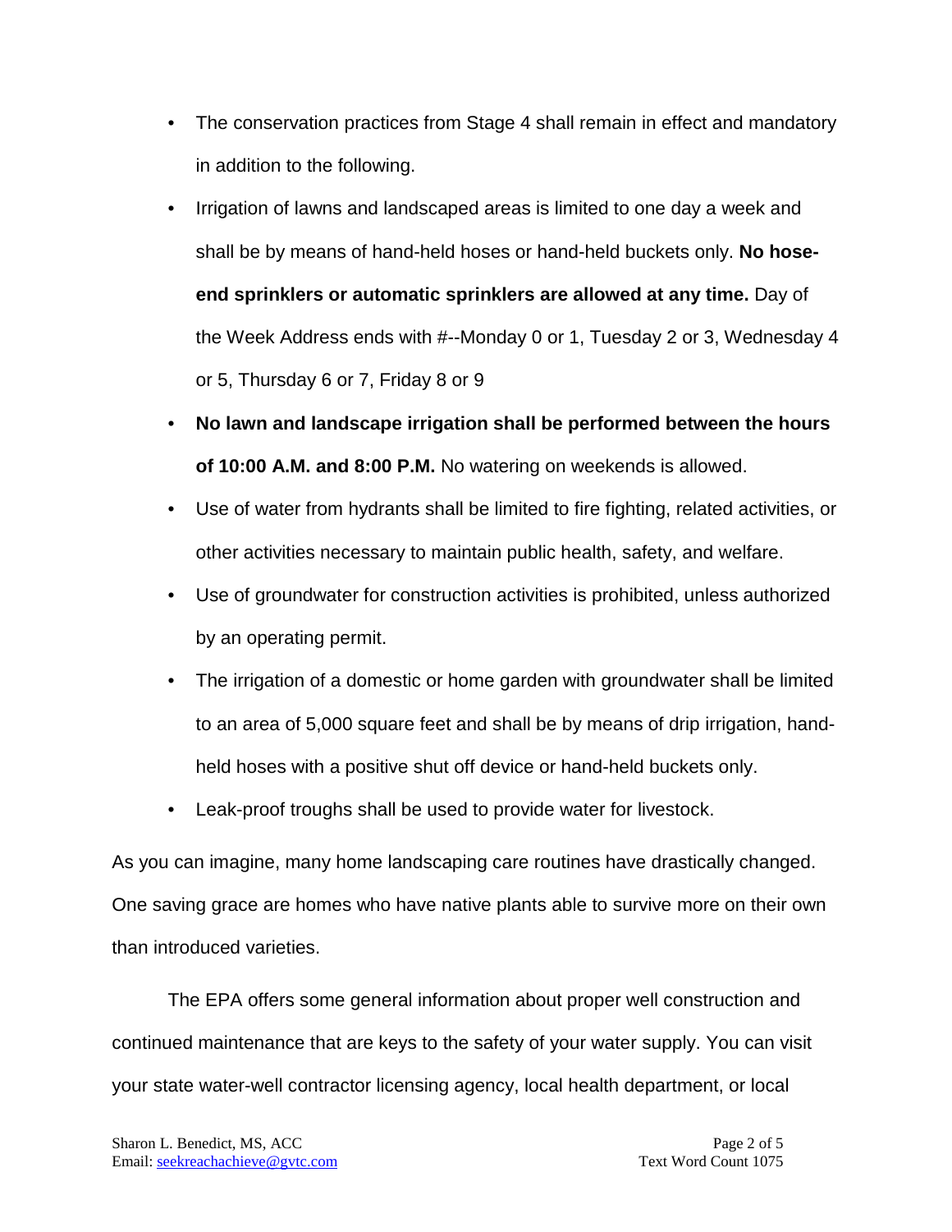- The conservation practices from Stage 4 shall remain in effect and mandatory in addition to the following.
- Irrigation of lawns and landscaped areas is limited to one day a week and shall be by means of hand-held hoses or hand-held buckets only. **No hose-end sprinklers or automatic sprinklers are allowed at any time.** Day of the Week Address ends with #--Monday 0 or 1, Tuesday 2 or 3, Wednesday 4 or 5, Thursday 6 or 7, Friday 8 or 9
- **No lawn and landscape irrigation shall be performed between the hours of 10:00 A.M. and 8:00 P.M.** No watering on weekends is allowed.
- Use of water from hydrants shall be limited to fire fighting, related activities, or other activities necessary to maintain public health, safety, and welfare.
- Use of groundwater for construction activities is prohibited, unless authorized by an operating permit.
- The irrigation of a domestic or home garden with groundwater shall be limited to an area of 5,000 square feet and shall be by means of drip irrigation, hand-held hoses with a positive shut off device or hand-held buckets only.
- Leak-proof troughs shall be used to provide water for livestock.

As you can imagine, many home landscaping care routines have drastically changed. One saving grace are homes who have native plants able to survive more on their own than introduced varieties.

The EPA offers some general information about proper well construction and continued maintenance that are keys to the safety of your water supply. You can visit your state water-well contractor licensing agency, local health department, or local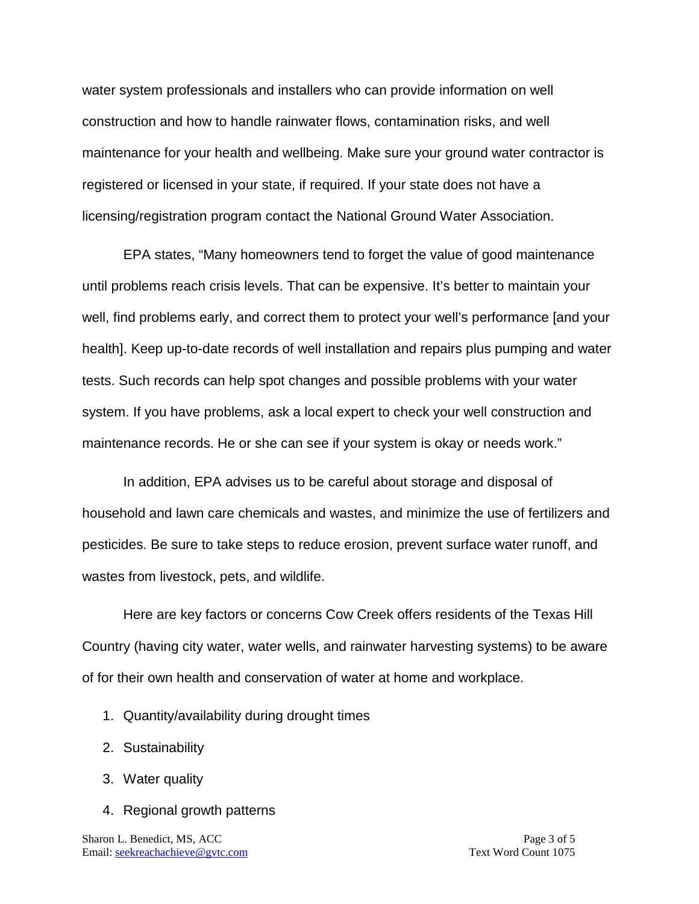water system professionals and installers who can provide information on well construction and how to handle rainwater flows, contamination risks, and well maintenance for your health and wellbeing. Make sure your ground water contractor is registered or licensed in your state, if required. If your state does not have a licensing/registration program contact the National Ground Water Association.

EPA states, "Many homeowners tend to forget the value of good maintenance until problems reach crisis levels. That can be expensive. It's better to maintain your well, find problems early, and correct them to protect your well's performance [and your health]. Keep up-to-date records of well installation and repairs plus pumping and water tests. Such records can help spot changes and possible problems with your water system. If you have problems, ask a local expert to check your well construction and maintenance records. He or she can see if your system is okay or needs work."

In addition, EPA advises us to be careful about storage and disposal of household and lawn care chemicals and wastes, and minimize the use of fertilizers and pesticides. Be sure to take steps to reduce erosion, prevent surface water runoff, and wastes from livestock, pets, and wildlife.

Here are key factors or concerns Cow Creek offers residents of the Texas Hill Country (having city water, water wells, and rainwater harvesting systems) to be aware of for their own health and conservation of water at home and workplace.

1. Quantity/availability during drought times
2. Sustainability
3. Water quality
4. Regional growth patterns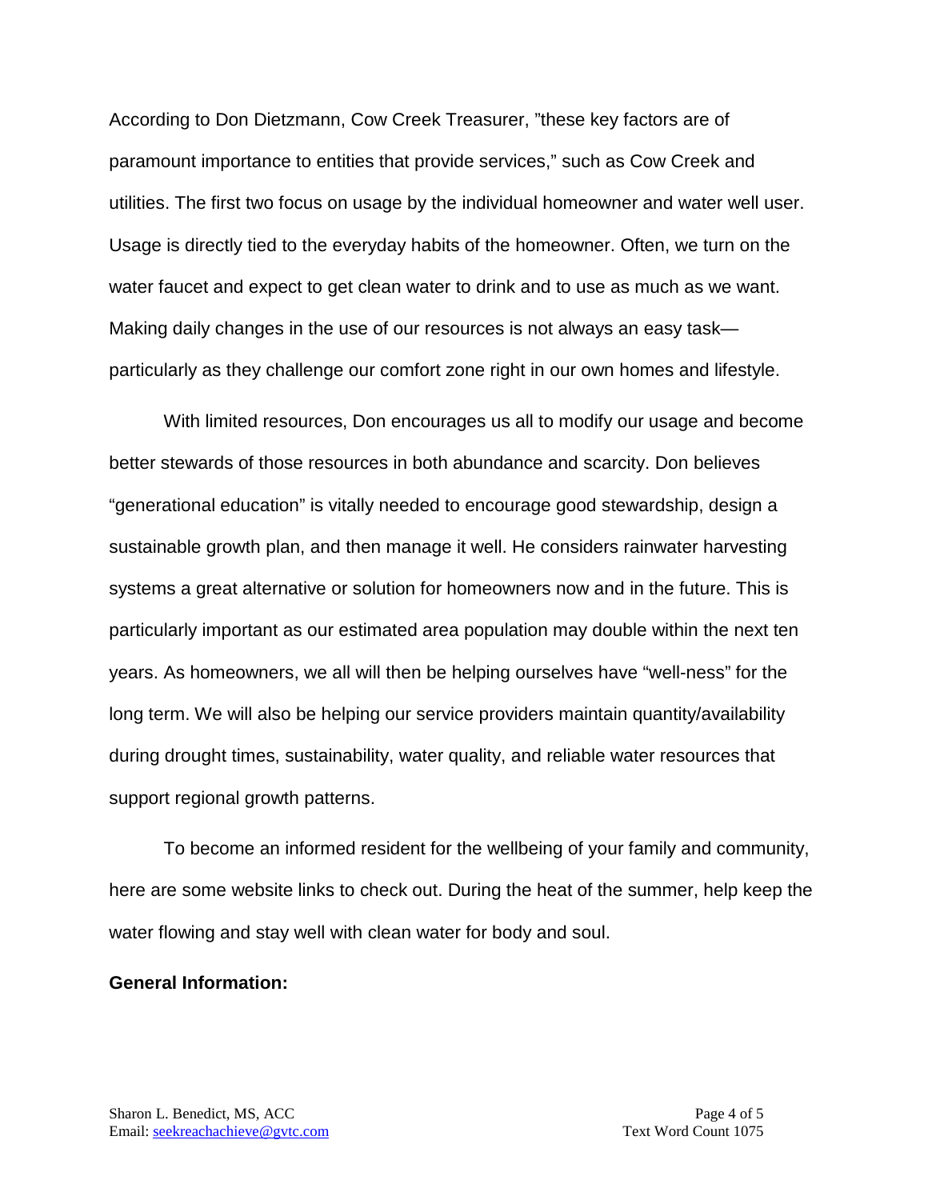According to Don Dietzmann, Cow Creek Treasurer, "these key factors are of paramount importance to entities that provide services," such as Cow Creek and utilities. The first two focus on usage by the individual homeowner and water well user. Usage is directly tied to the everyday habits of the homeowner. Often, we turn on the water faucet and expect to get clean water to drink and to use as much as we want. Making daily changes in the use of our resources is not always an easy task—particularly as they challenge our comfort zone right in our own homes and lifestyle.

With limited resources, Don encourages us all to modify our usage and become better stewards of those resources in both abundance and scarcity. Don believes "generational education" is vitally needed to encourage good stewardship, design a sustainable growth plan, and then manage it well. He considers rainwater harvesting systems a great alternative or solution for homeowners now and in the future. This is particularly important as our estimated area population may double within the next ten years. As homeowners, we all will then be helping ourselves have "well-ness" for the long term. We will also be helping our service providers maintain quantity/availability during drought times, sustainability, water quality, and reliable water resources that support regional growth patterns.

To become an informed resident for the wellbeing of your family and community, here are some website links to check out. During the heat of the summer, help keep the water flowing and stay well with clean water for body and soul.

**General Information:**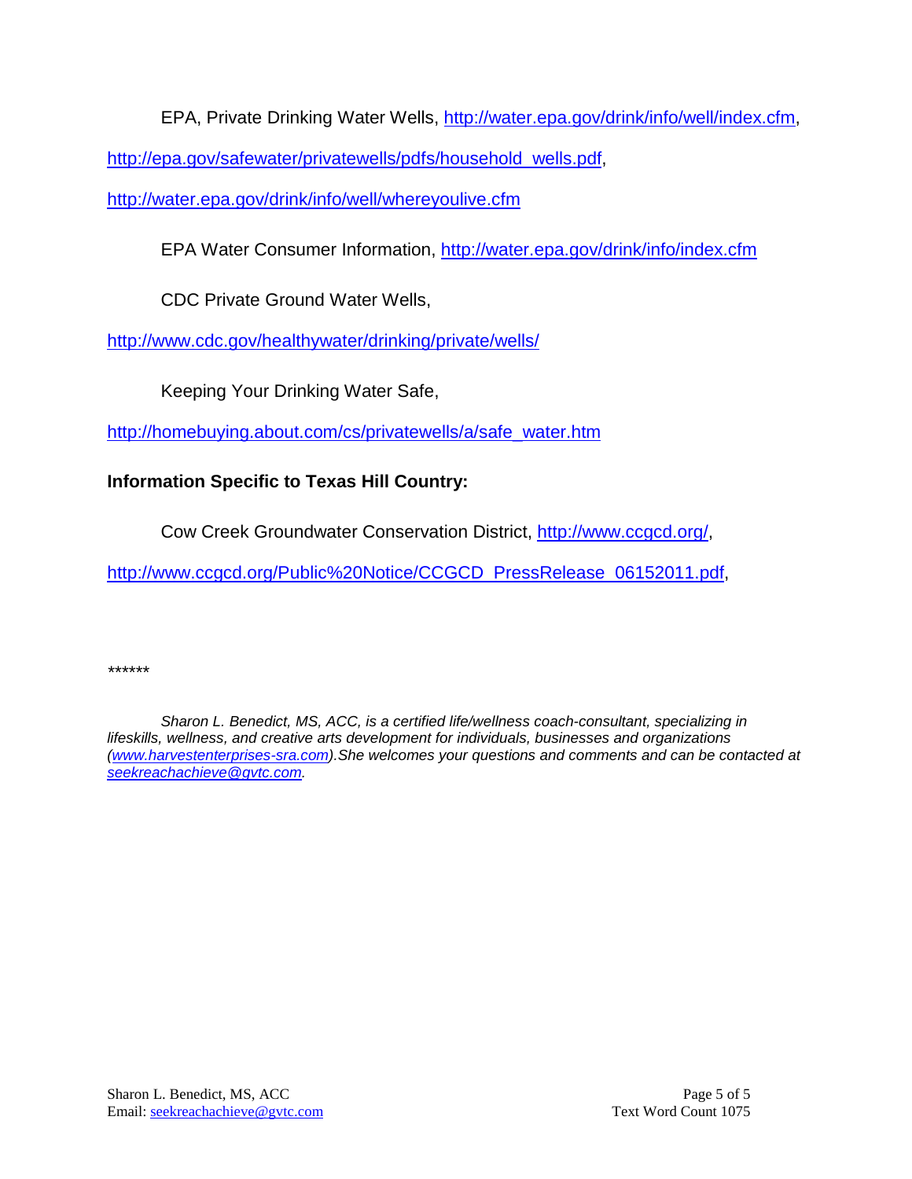EPA, Private Drinking Water Wells, http://water.epa.gov/drink/info/well/index.cfm, http://epa.gov/safewater/privatewells/pdfs/household_wells.pdf, http://water.epa.gov/drink/info/well/whereyoulive.cfm

EPA Water Consumer Information, http://water.epa.gov/drink/info/index.cfm

CDC Private Ground Water Wells, http://www.cdc.gov/healthywater/drinking/private/wells/

Keeping Your Drinking Water Safe, http://homebuying.about.com/cs/privatewells/a/safe_water.htm

**Information Specific to Texas Hill Country:**

Cow Creek Groundwater Conservation District, http://www.ccgcd.org/, http://www.ccgcd.org/Public%20Notice/CCGCD_PressRelease_06152011.pdf,

******

*Sharon L. Benedict, MS, ACC, is a certified life/wellness coach-consultant, specializing in lifeskills, wellness, and creative arts development for individuals, businesses and organizations (www.harvestenterprises-sra.com).She welcomes your questions and comments and can be contacted at seekreachachieve@gvtc.com.*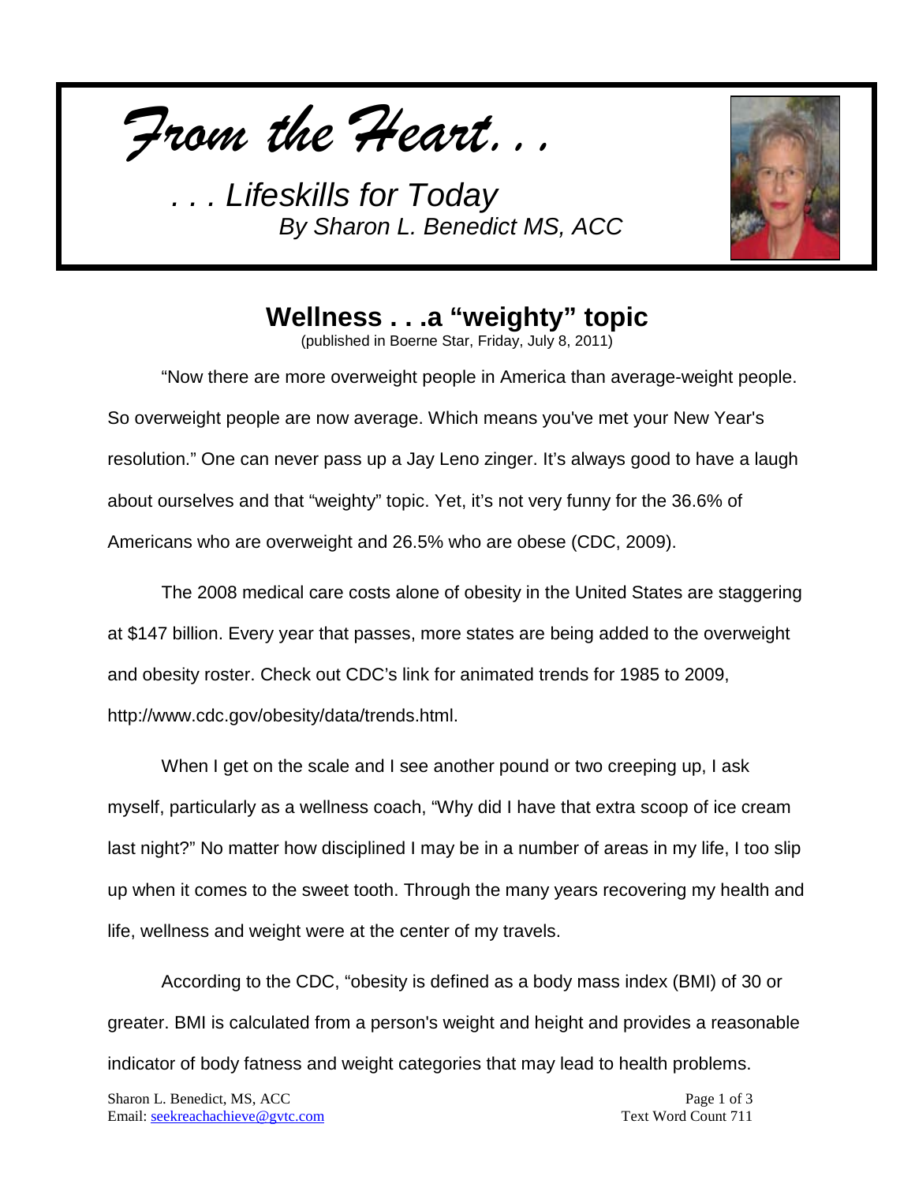*From the Heart. . .*

*. . . Lifeskills for Today*
*By Sharon L. Benedict MS, ACC*

## Wellness . . .a "weighty" topic

(published in Boerne Star, Friday, July 8, 2011)

"Now there are more overweight people in America than average-weight people. So overweight people are now average. Which means you've met your New Year's resolution." One can never pass up a Jay Leno zinger. It's always good to have a laugh about ourselves and that "weighty" topic. Yet, it's not very funny for the 36.6% of Americans who are overweight and 26.5% who are obese (CDC, 2009).

The 2008 medical care costs alone of obesity in the United States are staggering at $147 billion. Every year that passes, more states are being added to the overweight and obesity roster. Check out CDC's link for animated trends for 1985 to 2009, http://www.cdc.gov/obesity/data/trends.html.

When I get on the scale and I see another pound or two creeping up, I ask myself, particularly as a wellness coach, "Why did I have that extra scoop of ice cream last night?" No matter how disciplined I may be in a number of areas in my life, I too slip up when it comes to the sweet tooth. Through the many years recovering my health and life, wellness and weight were at the center of my travels.

According to the CDC, "obesity is defined as a body mass index (BMI) of 30 or greater. BMI is calculated from a person's weight and height and provides a reasonable indicator of body fatness and weight categories that may lead to health problems.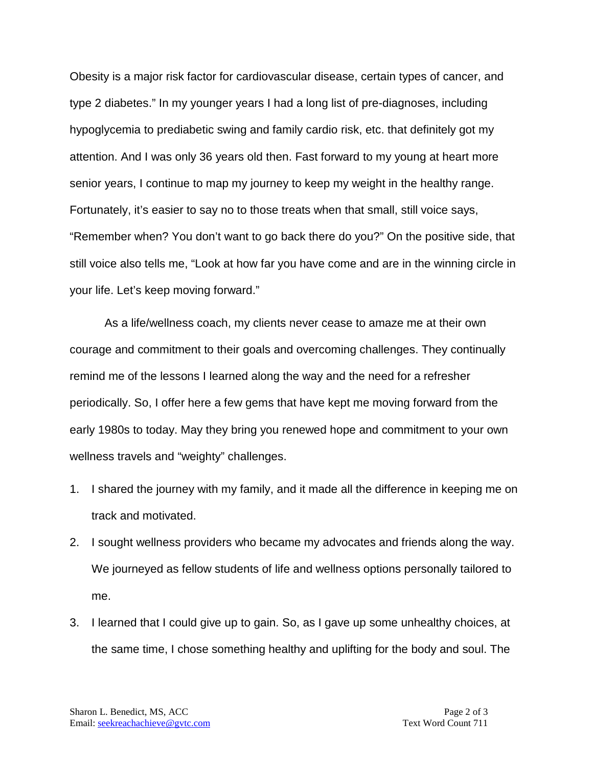Obesity is a major risk factor for cardiovascular disease, certain types of cancer, and type 2 diabetes." In my younger years I had a long list of pre-diagnoses, including hypoglycemia to prediabetic swing and family cardio risk, etc. that definitely got my attention. And I was only 36 years old then. Fast forward to my young at heart more senior years, I continue to map my journey to keep my weight in the healthy range. Fortunately, it's easier to say no to those treats when that small, still voice says, "Remember when? You don't want to go back there do you?" On the positive side, that still voice also tells me, "Look at how far you have come and are in the winning circle in your life. Let's keep moving forward."

As a life/wellness coach, my clients never cease to amaze me at their own courage and commitment to their goals and overcoming challenges. They continually remind me of the lessons I learned along the way and the need for a refresher periodically. So, I offer here a few gems that have kept me moving forward from the early 1980s to today. May they bring you renewed hope and commitment to your own wellness travels and "weighty" challenges.

1. I shared the journey with my family, and it made all the difference in keeping me on track and motivated.
2. I sought wellness providers who became my advocates and friends along the way. We journeyed as fellow students of life and wellness options personally tailored to me.
3. I learned that I could give up to gain. So, as I gave up some unhealthy choices, at the same time, I chose something healthy and uplifting for the body and soul. The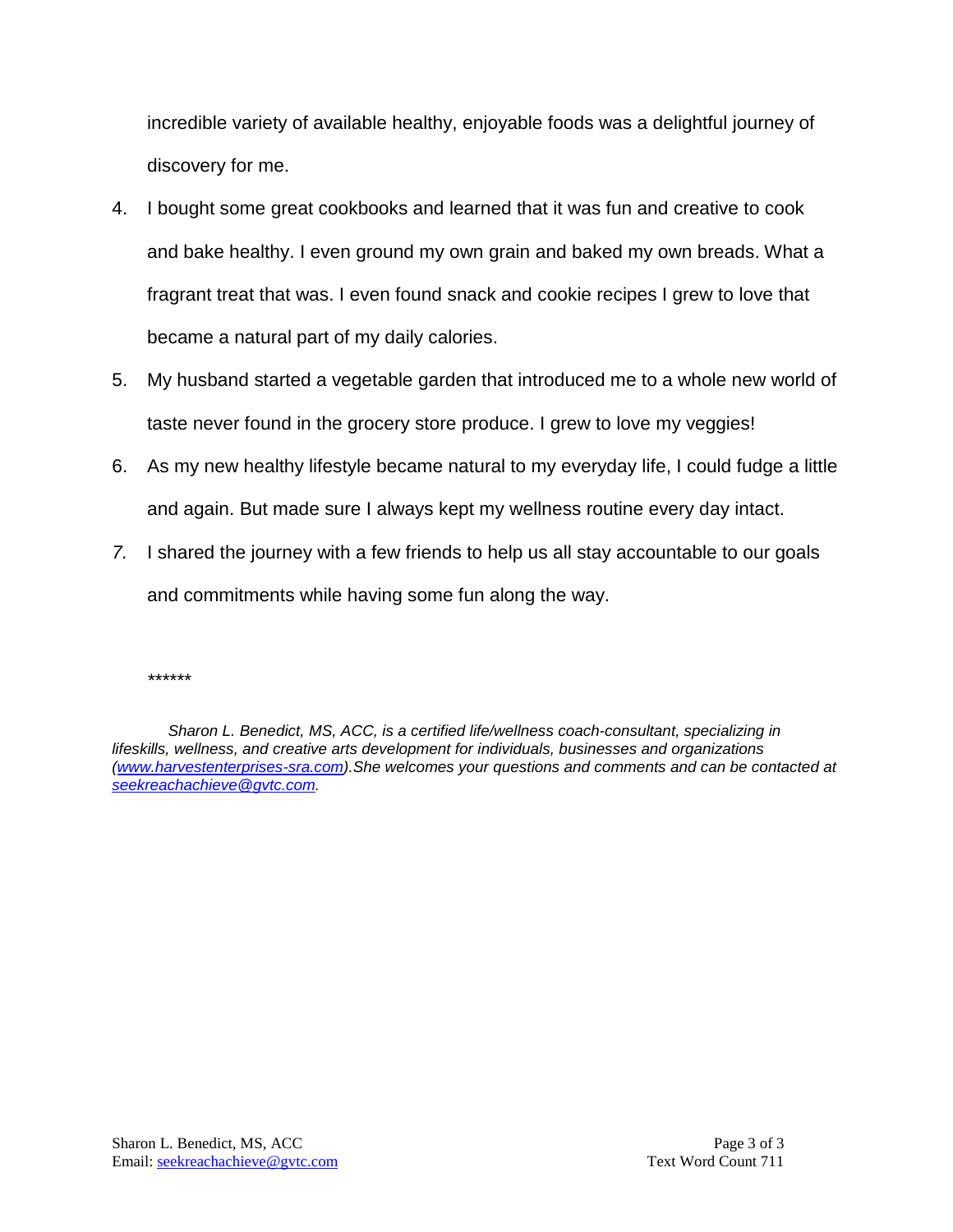incredible variety of available healthy, enjoyable foods was a delightful journey of discovery for me.

4. I bought some great cookbooks and learned that it was fun and creative to cook and bake healthy. I even ground my own grain and baked my own breads. What a fragrant treat that was. I even found snack and cookie recipes I grew to love that became a natural part of my daily calories.
5. My husband started a vegetable garden that introduced me to a whole new world of taste never found in the grocery store produce. I grew to love my veggies!
6. As my new healthy lifestyle became natural to my everyday life, I could fudge a little and again. But made sure I always kept my wellness routine every day intact.
7. I shared the journey with a few friends to help us all stay accountable to our goals and commitments while having some fun along the way.

******

*Sharon L. Benedict, MS, ACC, is a certified life/wellness coach-consultant, specializing in lifeskills, wellness, and creative arts development for individuals, businesses and organizations (www.harvestenterprises-sra.com).She welcomes your questions and comments and can be contacted at seekreachachieve@gvtc.com.*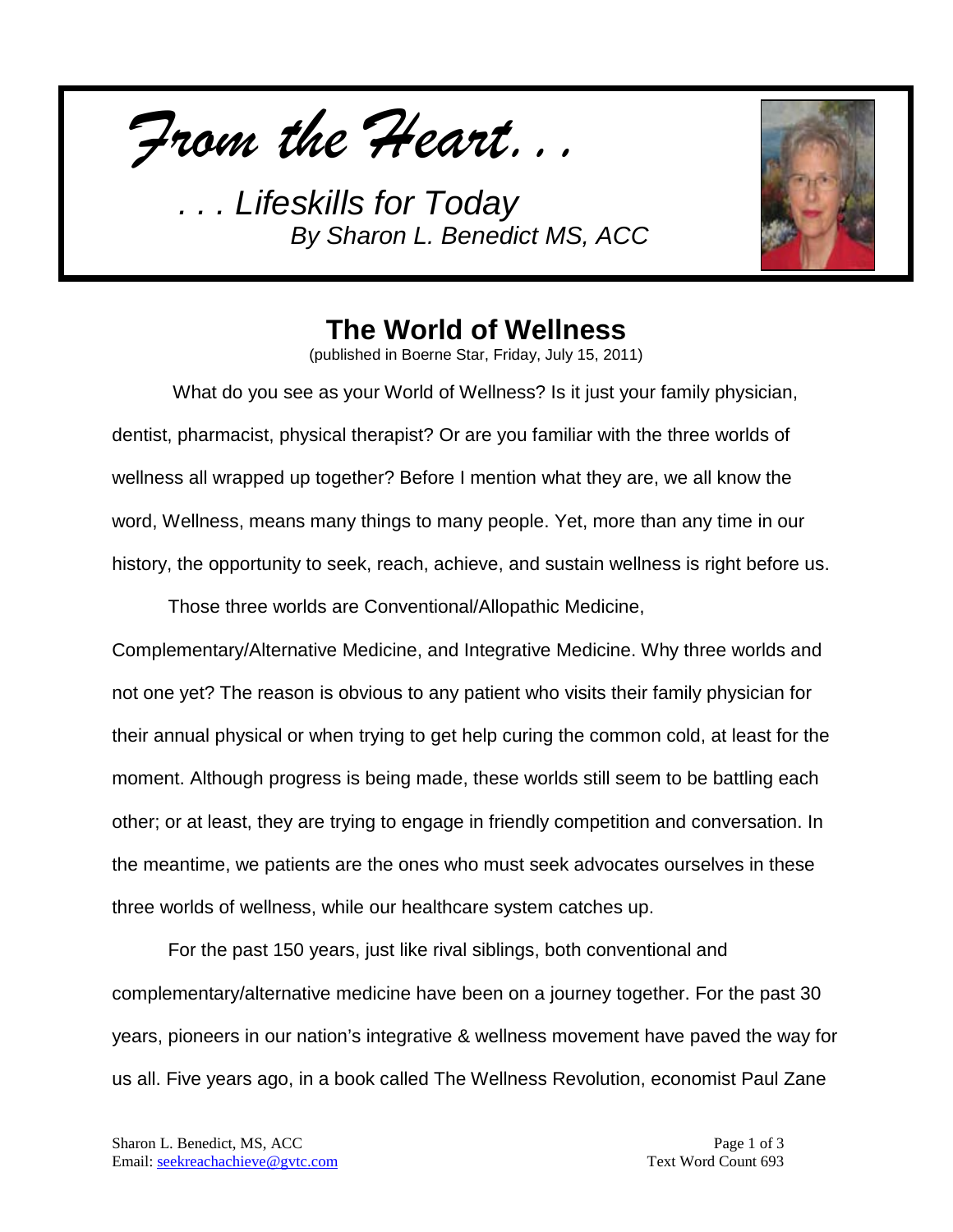*From the Heart...*

*. . . Lifeskills for Today*
*By Sharon L. Benedict MS, ACC*

# The World of Wellness

(published in Boerne Star, Friday, July 15, 2011)

What do you see as your World of Wellness? Is it just your family physician, dentist, pharmacist, physical therapist? Or are you familiar with the three worlds of wellness all wrapped up together? Before I mention what they are, we all know the word, Wellness, means many things to many people. Yet, more than any time in our history, the opportunity to seek, reach, achieve, and sustain wellness is right before us.

Those three worlds are Conventional/Allopathic Medicine, Complementary/Alternative Medicine, and Integrative Medicine. Why three worlds and not one yet? The reason is obvious to any patient who visits their family physician for their annual physical or when trying to get help curing the common cold, at least for the moment. Although progress is being made, these worlds still seem to be battling each other; or at least, they are trying to engage in friendly competition and conversation. In the meantime, we patients are the ones who must seek advocates ourselves in these three worlds of wellness, while our healthcare system catches up.

For the past 150 years, just like rival siblings, both conventional and complementary/alternative medicine have been on a journey together. For the past 30 years, pioneers in our nation's integrative & wellness movement have paved the way for us all. Five years ago, in a book called The Wellness Revolution, economist Paul Zane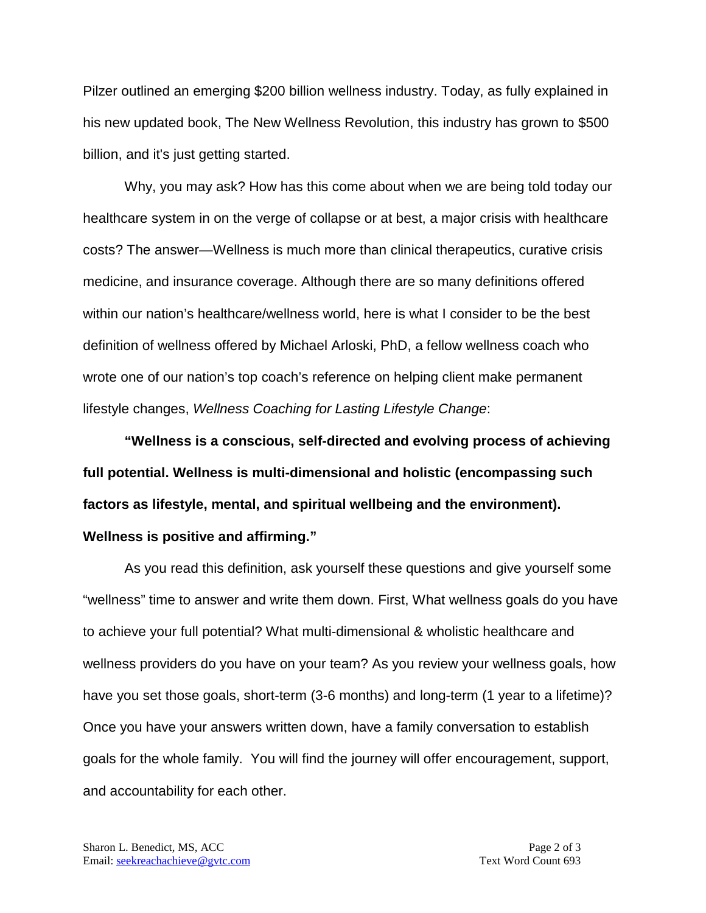Pilzer outlined an emerging $200 billion wellness industry. Today, as fully explained in his new updated book, The New Wellness Revolution, this industry has grown to $500 billion, and it's just getting started.

Why, you may ask? How has this come about when we are being told today our healthcare system in on the verge of collapse or at best, a major crisis with healthcare costs? The answer—Wellness is much more than clinical therapeutics, curative crisis medicine, and insurance coverage. Although there are so many definitions offered within our nation's healthcare/wellness world, here is what I consider to be the best definition of wellness offered by Michael Arloski, PhD, a fellow wellness coach who wrote one of our nation's top coach's reference on helping client make permanent lifestyle changes, *Wellness Coaching for Lasting Lifestyle Change*:

**"Wellness is a conscious, self-directed and evolving process of achieving full potential. Wellness is multi-dimensional and holistic (encompassing such factors as lifestyle, mental, and spiritual wellbeing and the environment). Wellness is positive and affirming."**

As you read this definition, ask yourself these questions and give yourself some "wellness" time to answer and write them down. First, What wellness goals do you have to achieve your full potential? What multi-dimensional & wholistic healthcare and wellness providers do you have on your team? As you review your wellness goals, how have you set those goals, short-term (3-6 months) and long-term (1 year to a lifetime)? Once you have your answers written down, have a family conversation to establish goals for the whole family. You will find the journey will offer encouragement, support, and accountability for each other.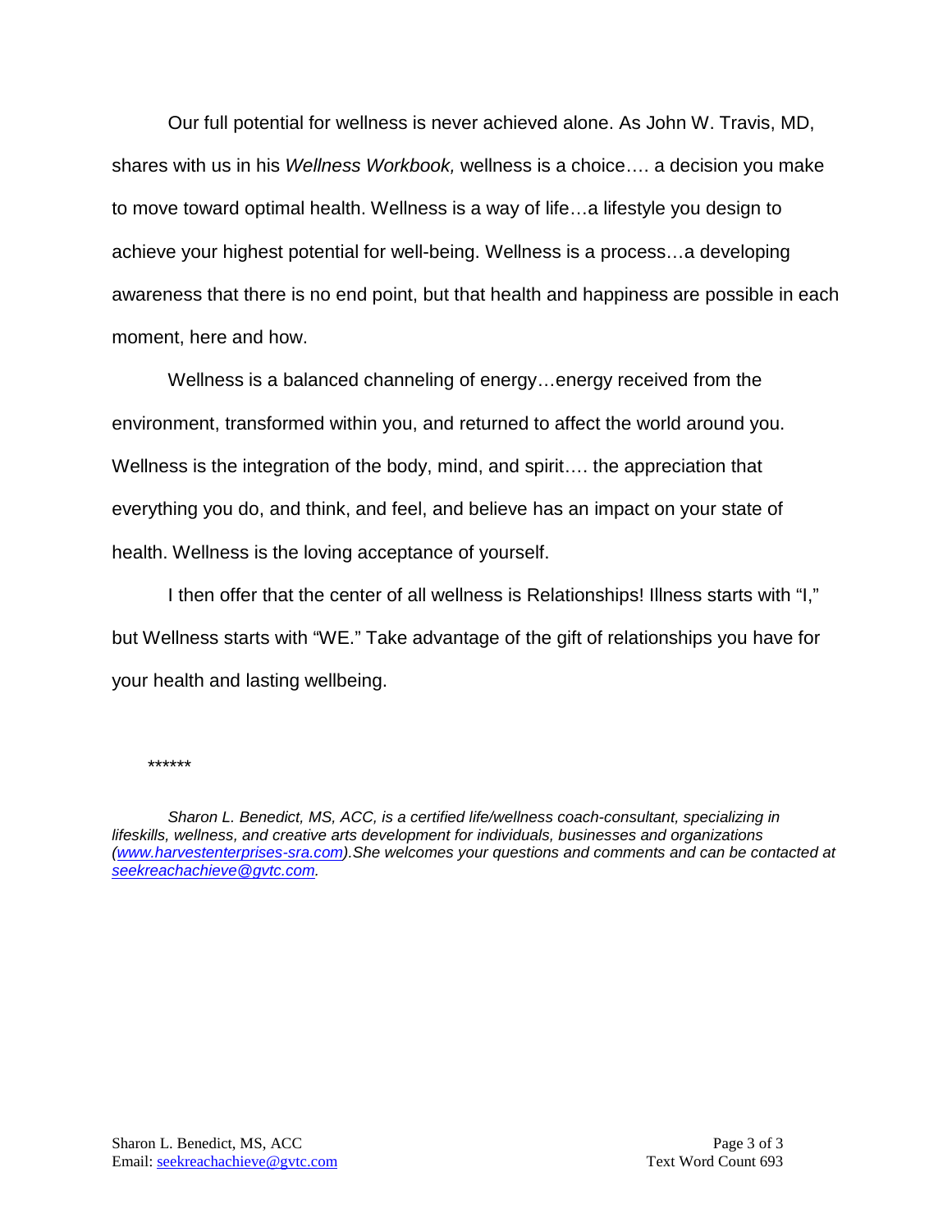Our full potential for wellness is never achieved alone. As John W. Travis, MD, shares with us in his *Wellness Workbook,* wellness is a choice…. a decision you make to move toward optimal health. Wellness is a way of life…a lifestyle you design to achieve your highest potential for well-being. Wellness is a process…a developing awareness that there is no end point, but that health and happiness are possible in each moment, here and how.

Wellness is a balanced channeling of energy…energy received from the environment, transformed within you, and returned to affect the world around you. Wellness is the integration of the body, mind, and spirit…. the appreciation that everything you do, and think, and feel, and believe has an impact on your state of health. Wellness is the loving acceptance of yourself.

I then offer that the center of all wellness is Relationships! Illness starts with "I," but Wellness starts with "WE." Take advantage of the gift of relationships you have for your health and lasting wellbeing.

******

*Sharon L. Benedict, MS, ACC, is a certified life/wellness coach-consultant, specializing in lifeskills, wellness, and creative arts development for individuals, businesses and organizations ([www.harvestenterprises-sra.com](http://www.harvestenterprises-sra.com)).She welcomes your questions and comments and can be contacted at [seekreachachieve@gvtc.com](mailto:seekreachachieve@gvtc.com).*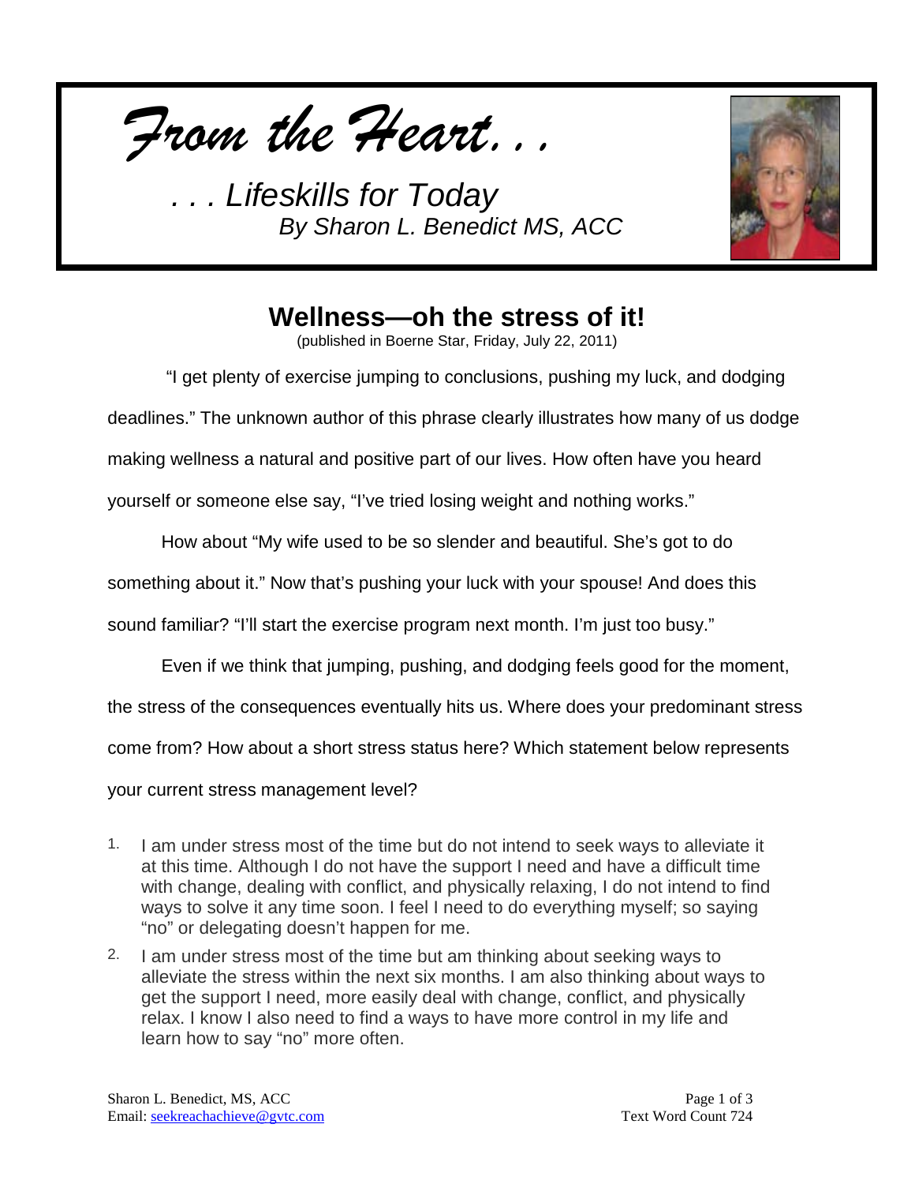*From the Heart. . .*

*. . . Lifeskills for Today*
*By Sharon L. Benedict MS, ACC*

# Wellness—oh the stress of it!

(published in Boerne Star, Friday, July 22, 2011)

"I get plenty of exercise jumping to conclusions, pushing my luck, and dodging deadlines." The unknown author of this phrase clearly illustrates how many of us dodge making wellness a natural and positive part of our lives. How often have you heard yourself or someone else say, "I've tried losing weight and nothing works."

How about "My wife used to be so slender and beautiful. She's got to do something about it." Now that's pushing your luck with your spouse! And does this sound familiar? "I'll start the exercise program next month. I'm just too busy."

Even if we think that jumping, pushing, and dodging feels good for the moment, the stress of the consequences eventually hits us. Where does your predominant stress come from? How about a short stress status here? Which statement below represents your current stress management level?

1. I am under stress most of the time but do not intend to seek ways to alleviate it at this time. Although I do not have the support I need and have a difficult time with change, dealing with conflict, and physically relaxing, I do not intend to find ways to solve it any time soon. I feel I need to do everything myself; so saying "no" or delegating doesn't happen for me.
2. I am under stress most of the time but am thinking about seeking ways to alleviate the stress within the next six months. I am also thinking about ways to get the support I need, more easily deal with change, conflict, and physically relax. I know I also need to find a ways to have more control in my life and learn how to say "no" more often.

Sharon L. Benedict, MS, ACC
Email: seekreachachieve@gvtc.com

Text Word Count 724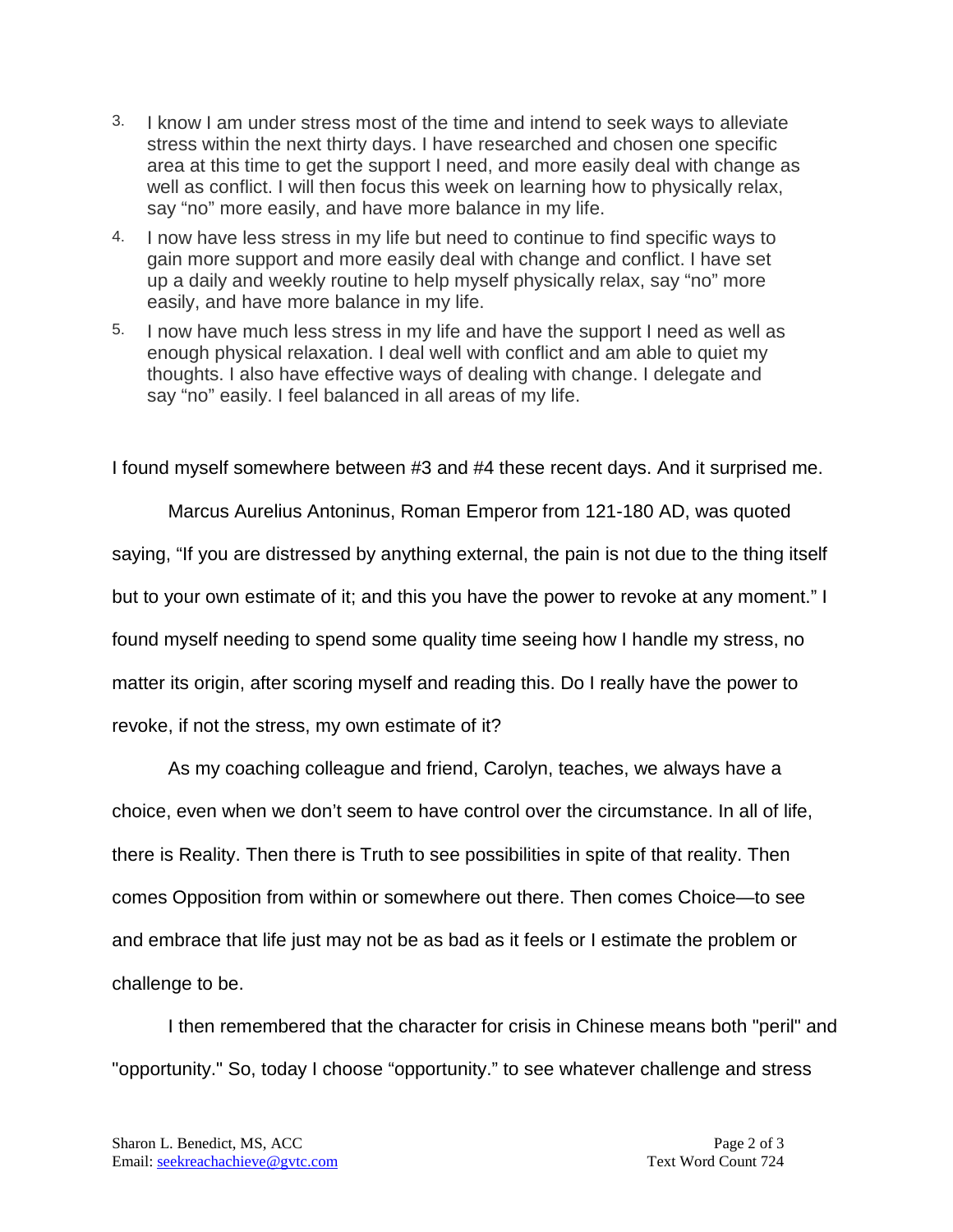3. I know I am under stress most of the time and intend to seek ways to alleviate stress within the next thirty days. I have researched and chosen one specific area at this time to get the support I need, and more easily deal with change as well as conflict. I will then focus this week on learning how to physically relax, say "no" more easily, and have more balance in my life.
4. I now have less stress in my life but need to continue to find specific ways to gain more support and more easily deal with change and conflict. I have set up a daily and weekly routine to help myself physically relax, say "no" more easily, and have more balance in my life.
5. I now have much less stress in my life and have the support I need as well as enough physical relaxation. I deal well with conflict and am able to quiet my thoughts. I also have effective ways of dealing with change. I delegate and say "no" easily. I feel balanced in all areas of my life.

I found myself somewhere between #3 and #4 these recent days. And it surprised me.

Marcus Aurelius Antoninus, Roman Emperor from 121-180 AD, was quoted saying, "If you are distressed by anything external, the pain is not due to the thing itself but to your own estimate of it; and this you have the power to revoke at any moment." I found myself needing to spend some quality time seeing how I handle my stress, no matter its origin, after scoring myself and reading this. Do I really have the power to revoke, if not the stress, my own estimate of it?

As my coaching colleague and friend, Carolyn, teaches, we always have a choice, even when we don't seem to have control over the circumstance. In all of life, there is Reality. Then there is Truth to see possibilities in spite of that reality. Then comes Opposition from within or somewhere out there. Then comes Choice—to see and embrace that life just may not be as bad as it feels or I estimate the problem or challenge to be.

I then remembered that the character for crisis in Chinese means both "peril" and "opportunity." So, today I choose "opportunity." to see whatever challenge and stress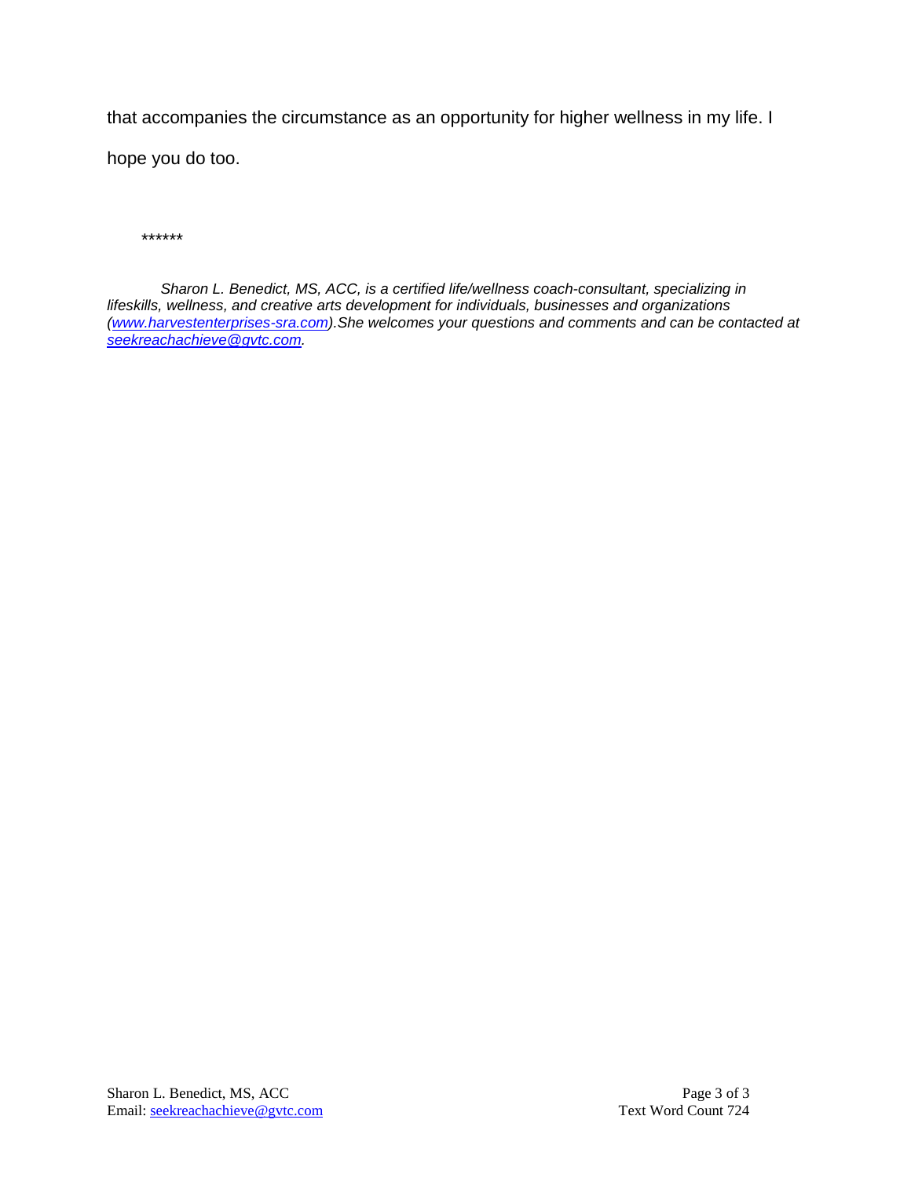that accompanies the circumstance as an opportunity for higher wellness in my life. I hope you do too.

******

*Sharon L. Benedict, MS, ACC, is a certified life/wellness coach-consultant, specializing in lifeskills, wellness, and creative arts development for individuals, businesses and organizations ([www.harvestenterprises-sra.com](http://www.harvestenterprises-sra.com)).She welcomes your questions and comments and can be contacted at [seekreachachieve@gvtc.com](mailto:seekreachachieve@gvtc.com).*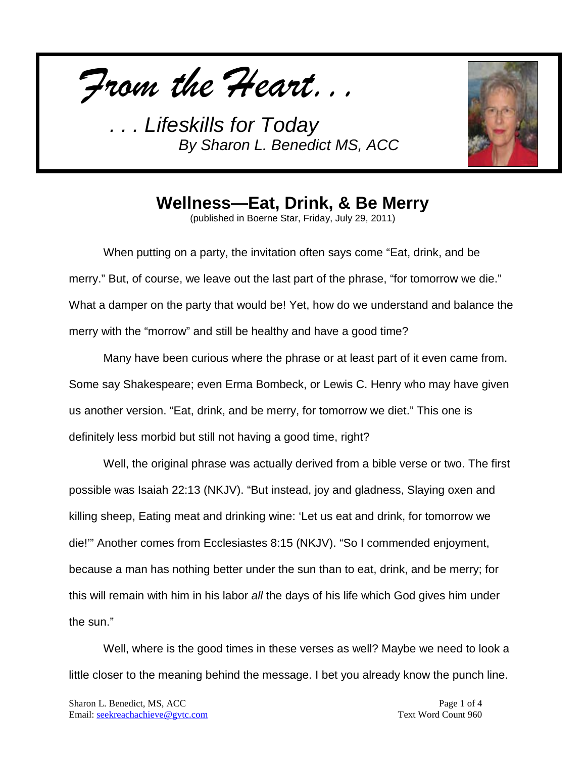*From the Heart. . .*

*. . . Lifeskills for Today*
*By Sharon L. Benedict MS, ACC*

## Wellness—Eat, Drink, & Be Merry

(published in Boerne Star, Friday, July 29, 2011)

When putting on a party, the invitation often says come "Eat, drink, and be merry." But, of course, we leave out the last part of the phrase, "for tomorrow we die." What a damper on the party that would be! Yet, how do we understand and balance the merry with the "morrow" and still be healthy and have a good time?

Many have been curious where the phrase or at least part of it even came from. Some say Shakespeare; even Erma Bombeck, or Lewis C. Henry who may have given us another version. "Eat, drink, and be merry, for tomorrow we diet." This one is definitely less morbid but still not having a good time, right?

Well, the original phrase was actually derived from a bible verse or two. The first possible was Isaiah 22:13 (NKJV). "But instead, joy and gladness, Slaying oxen and killing sheep, Eating meat and drinking wine: 'Let us eat and drink, for tomorrow we die!'" Another comes from Ecclesiastes 8:15 (NKJV). "So I commended enjoyment, because a man has nothing better under the sun than to eat, drink, and be merry; for this will remain with him in his labor *all* the days of his life which God gives him under the sun."

Well, where is the good times in these verses as well? Maybe we need to look a little closer to the meaning behind the message. I bet you already know the punch line.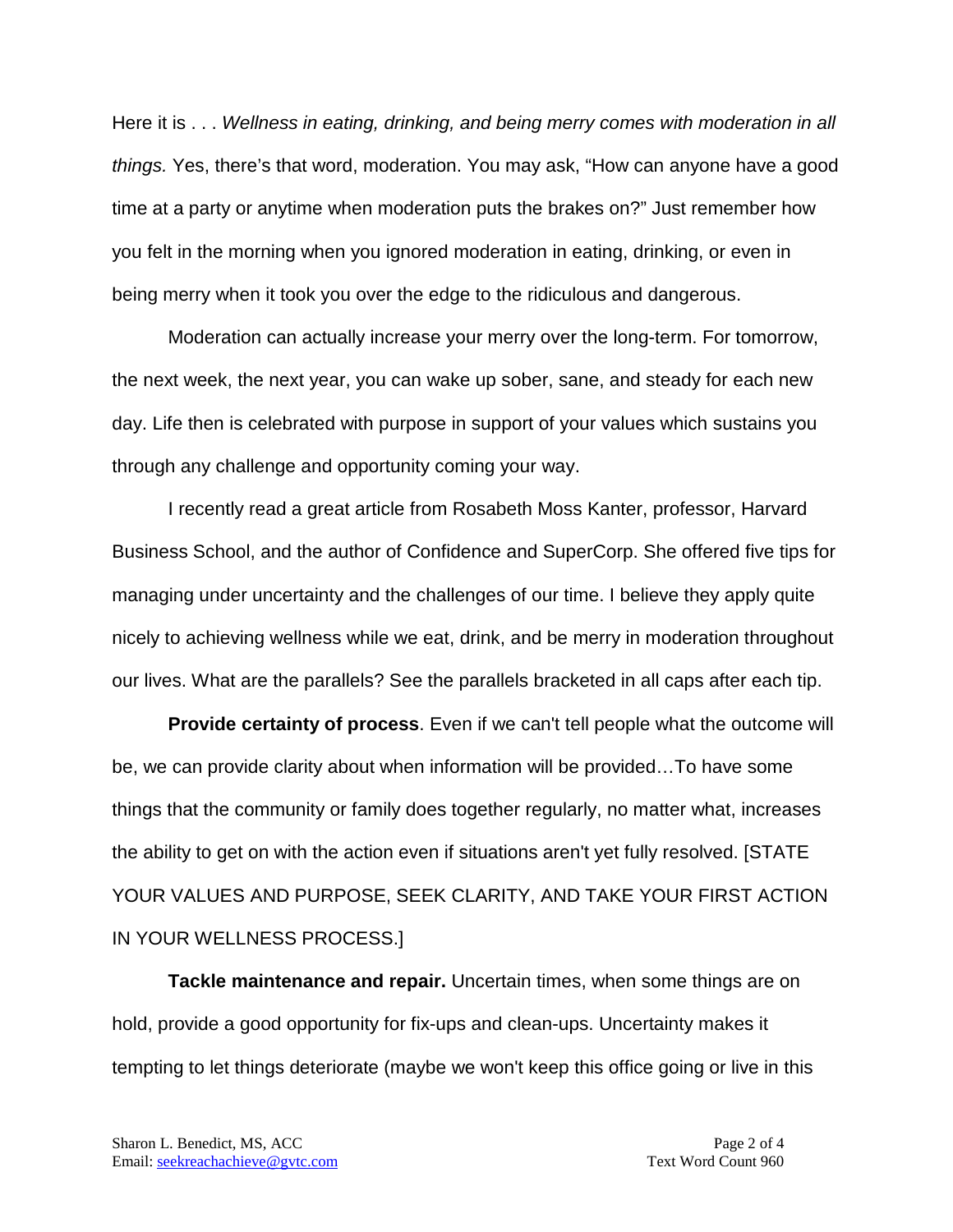Here it is . . . *Wellness in eating, drinking, and being merry comes with moderation in all things.* Yes, there's that word, moderation. You may ask, "How can anyone have a good time at a party or anytime when moderation puts the brakes on?" Just remember how you felt in the morning when you ignored moderation in eating, drinking, or even in being merry when it took you over the edge to the ridiculous and dangerous.

Moderation can actually increase your merry over the long-term. For tomorrow, the next week, the next year, you can wake up sober, sane, and steady for each new day. Life then is celebrated with purpose in support of your values which sustains you through any challenge and opportunity coming your way.

I recently read a great article from Rosabeth Moss Kanter, professor, Harvard Business School, and the author of Confidence and SuperCorp. She offered five tips for managing under uncertainty and the challenges of our time. I believe they apply quite nicely to achieving wellness while we eat, drink, and be merry in moderation throughout our lives. What are the parallels? See the parallels bracketed in all caps after each tip.

**Provide certainty of process**. Even if we can't tell people what the outcome will be, we can provide clarity about when information will be provided…To have some things that the community or family does together regularly, no matter what, increases the ability to get on with the action even if situations aren't yet fully resolved. [STATE YOUR VALUES AND PURPOSE, SEEK CLARITY, AND TAKE YOUR FIRST ACTION IN YOUR WELLNESS PROCESS.]

**Tackle maintenance and repair.** Uncertain times, when some things are on hold, provide a good opportunity for fix-ups and clean-ups. Uncertainty makes it tempting to let things deteriorate (maybe we won't keep this office going or live in this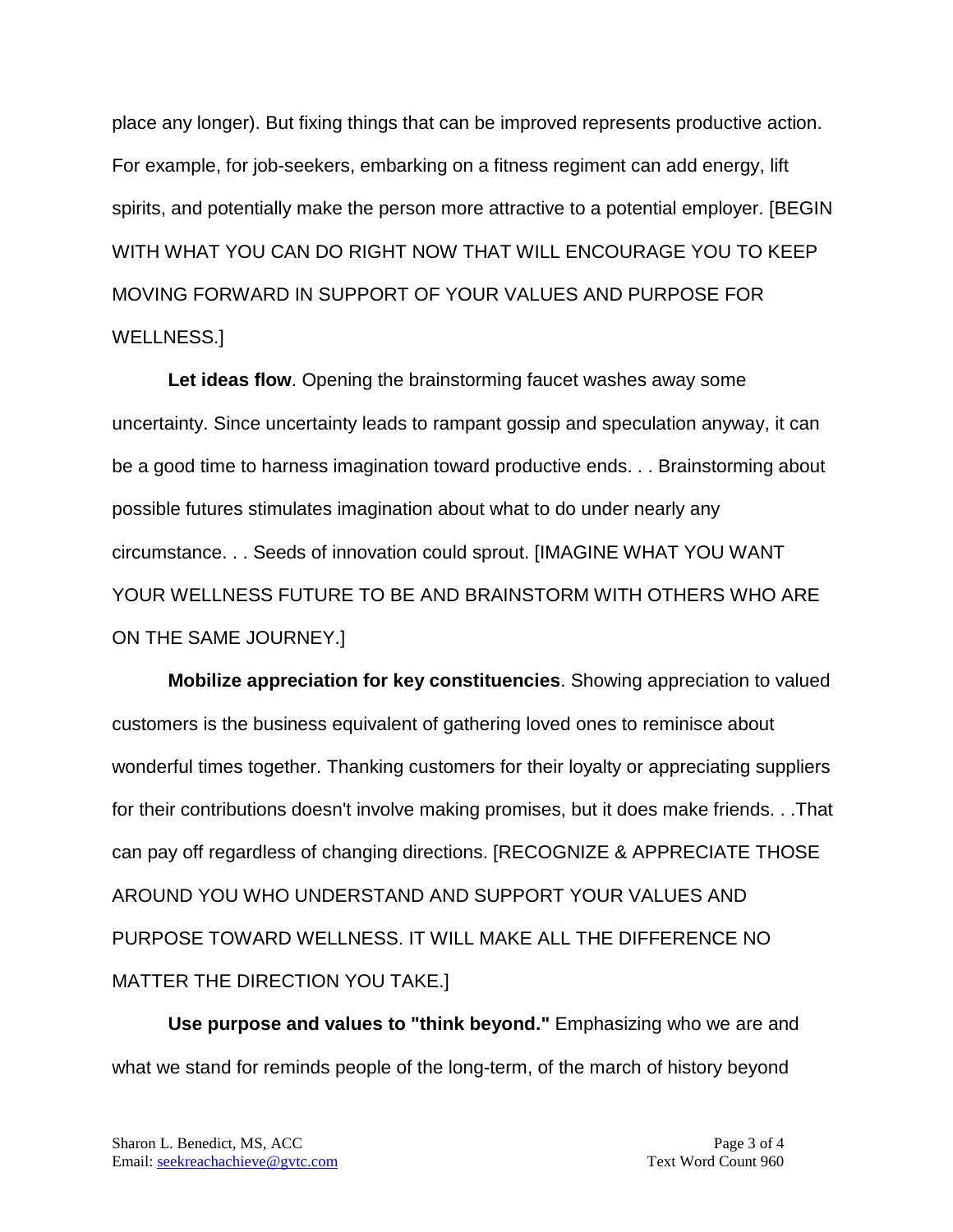place any longer). But fixing things that can be improved represents productive action. For example, for job-seekers, embarking on a fitness regiment can add energy, lift spirits, and potentially make the person more attractive to a potential employer. [BEGIN WITH WHAT YOU CAN DO RIGHT NOW THAT WILL ENCOURAGE YOU TO KEEP MOVING FORWARD IN SUPPORT OF YOUR VALUES AND PURPOSE FOR WELLNESS.]

**Let ideas flow**. Opening the brainstorming faucet washes away some uncertainty. Since uncertainty leads to rampant gossip and speculation anyway, it can be a good time to harness imagination toward productive ends. . . Brainstorming about possible futures stimulates imagination about what to do under nearly any circumstance. . . Seeds of innovation could sprout. [IMAGINE WHAT YOU WANT YOUR WELLNESS FUTURE TO BE AND BRAINSTORM WITH OTHERS WHO ARE ON THE SAME JOURNEY.]

**Mobilize appreciation for key constituencies**. Showing appreciation to valued customers is the business equivalent of gathering loved ones to reminisce about wonderful times together. Thanking customers for their loyalty or appreciating suppliers for their contributions doesn't involve making promises, but it does make friends. . .That can pay off regardless of changing directions. [RECOGNIZE & APPRECIATE THOSE AROUND YOU WHO UNDERSTAND AND SUPPORT YOUR VALUES AND PURPOSE TOWARD WELLNESS. IT WILL MAKE ALL THE DIFFERENCE NO MATTER THE DIRECTION YOU TAKE.]

**Use purpose and values to "think beyond."** Emphasizing who we are and what we stand for reminds people of the long-term, of the march of history beyond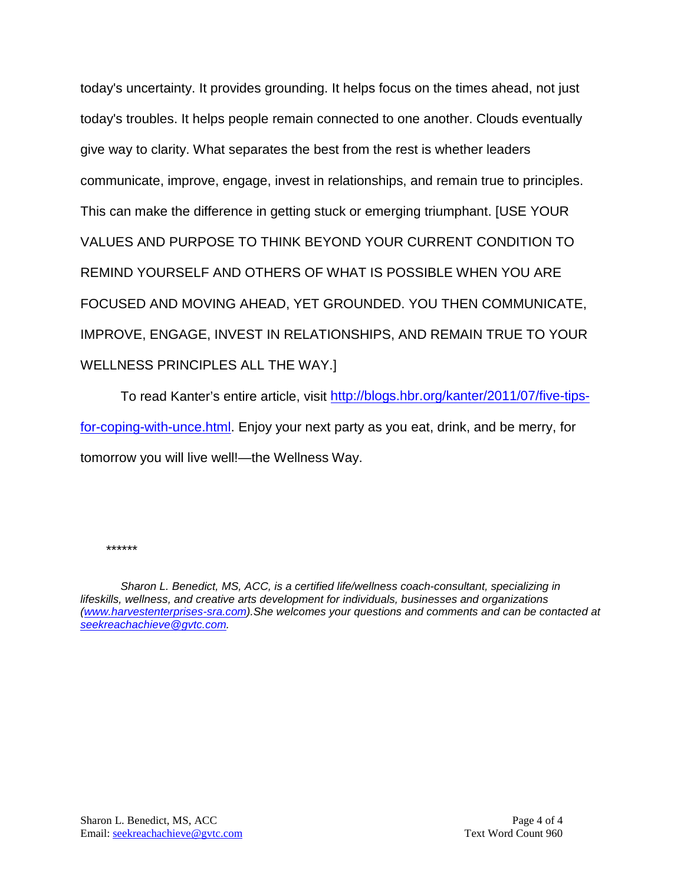today's uncertainty. It provides grounding. It helps focus on the times ahead, not just today's troubles. It helps people remain connected to one another. Clouds eventually give way to clarity. What separates the best from the rest is whether leaders communicate, improve, engage, invest in relationships, and remain true to principles. This can make the difference in getting stuck or emerging triumphant. [USE YOUR VALUES AND PURPOSE TO THINK BEYOND YOUR CURRENT CONDITION TO REMIND YOURSELF AND OTHERS OF WHAT IS POSSIBLE WHEN YOU ARE FOCUSED AND MOVING AHEAD, YET GROUNDED. YOU THEN COMMUNICATE, IMPROVE, ENGAGE, INVEST IN RELATIONSHIPS, AND REMAIN TRUE TO YOUR WELLNESS PRINCIPLES ALL THE WAY.]

To read Kanter's entire article, visit [http://blogs.hbr.org/kanter/2011/07/five-tips-for-coping-with-unce.html](http://blogs.hbr.org/kanter/2011/07/five-tips-for-coping-with-unce.html). Enjoy your next party as you eat, drink, and be merry, for tomorrow you will live well!—the Wellness Way.

******

*Sharon L. Benedict, MS, ACC, is a certified life/wellness coach-consultant, specializing in lifeskills, wellness, and creative arts development for individuals, businesses and organizations ([www.harvestenterprises-sra.com](http://www.harvestenterprises-sra.com)).She welcomes your questions and comments and can be contacted at [seekreachachieve@gvtc.com](mailto:seekreachachieve@gvtc.com).*

Sharon L. Benedict, MS, ACC
Email: [seekreachachieve@gvtc.com](mailto:seekreachachieve@gvtc.com)

Text Word Count 960